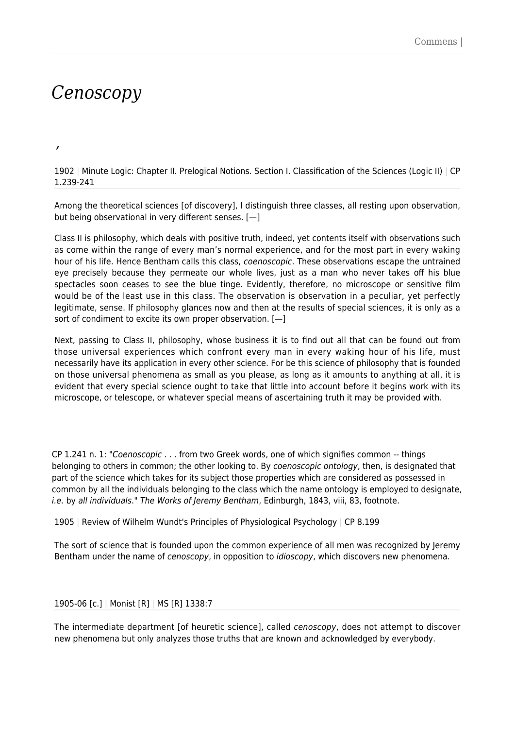# *Cenoscopy*

,

1902 | Minute Logic: Chapter II. Prelogical Notions. Section I. Classification of the Sciences (Logic II) | CP 1.239-241

Among the theoretical sciences [of discovery], I distinguish three classes, all resting upon observation, but being observational in very different senses. [—]

Class II is philosophy, which deals with positive truth, indeed, yet contents itself with observations such as come within the range of every man's normal experience, and for the most part in every waking hour of his life. Hence Bentham calls this class, *coenoscopic*. These observations escape the untrained eye precisely because they permeate our whole lives, just as a man who never takes off his blue spectacles soon ceases to see the blue tinge. Evidently, therefore, no microscope or sensitive film would be of the least use in this class. The observation is observation in a peculiar, yet perfectly legitimate, sense. If philosophy glances now and then at the results of special sciences, it is only as a sort of condiment to excite its own proper observation. [—]

Next, passing to Class II, philosophy, whose business it is to find out all that can be found out from those universal experiences which confront every man in every waking hour of his life, must necessarily have its application in every other science. For be this science of philosophy that is founded on those universal phenomena as small as you please, as long as it amounts to anything at all, it is evident that every special science ought to take that little into account before it begins work with its microscope, or telescope, or whatever special means of ascertaining truth it may be provided with.

CP 1.241 n. 1: "*Coenoscopic* . . . from two Greek words, one of which signifies common -- things belonging to others in common; the other looking to. By *coenoscopic ontology*, then, is designated that part of the science which takes for its subject those properties which are considered as possessed in common by all the individuals belonging to the class which the name ontology is employed to designate, *i.e.* by *all individuals*." *The Works of Jeremy Bentham*, Edinburgh, 1843, viii, 83, footnote.

1905 | Review of Wilhelm Wundt's Principles of Physiological Psychology | CP 8.199

The sort of science that is founded upon the common experience of all men was recognized by Jeremy Bentham under the name of *cenoscopy*, in opposition to *idioscopy*, which discovers new phenomena.

1905-06 [c.] | Monist [R] | MS [R] 1338:7

The intermediate department [of heuretic science], called *cenoscopy*, does not attempt to discover new phenomena but only analyzes those truths that are known and acknowledged by everybody.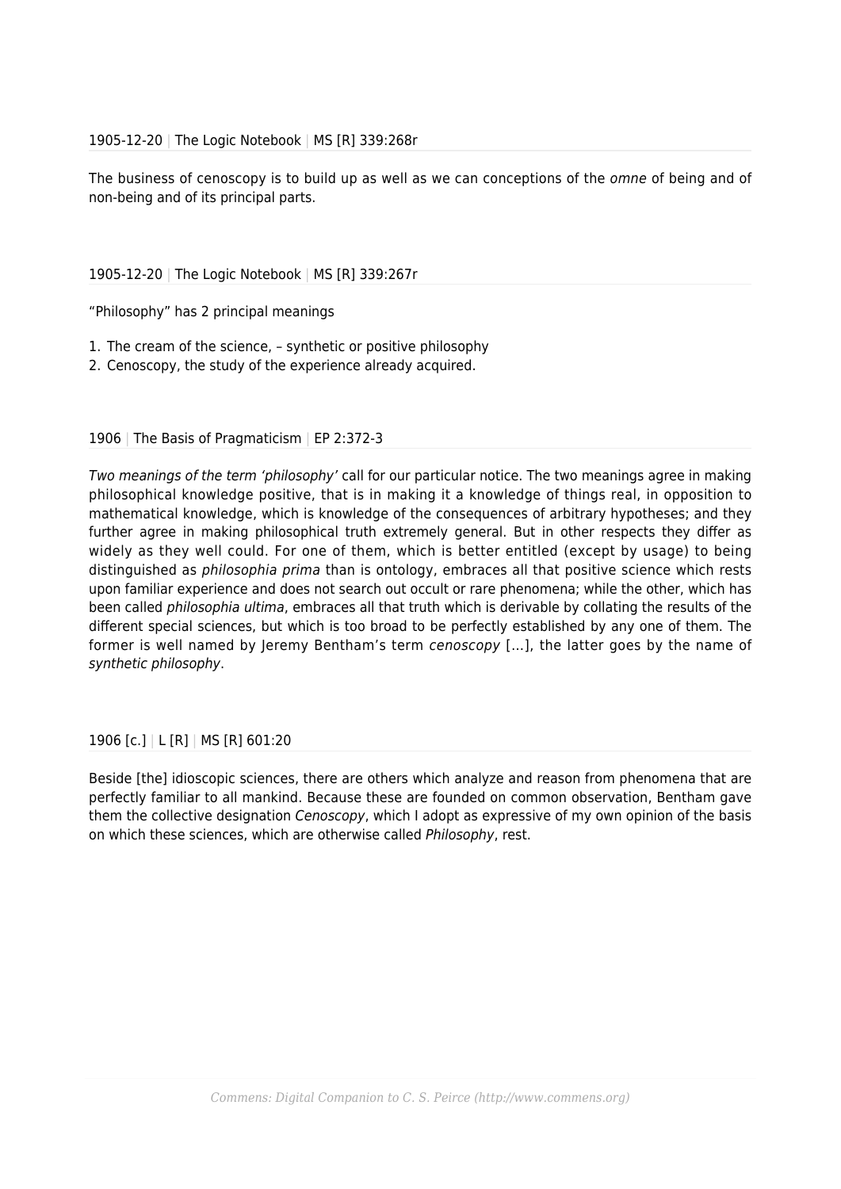1905-12-20 | The Logic Notebook | MS [R] 339:268r

The business of cenoscopy is to build up as well as we can conceptions of the *omne* of being and of non-being and of its principal parts.

1905-12-20 | The Logic Notebook | MS [R] 339:267r

“Philosophy” has 2 principal meanings

1. The cream of the science, – synthetic or positive philosophy
2. Cenoscopy, the study of the experience already acquired.

1906 | The Basis of Pragmaticism | EP 2:372-3

*Two meanings of the term ‘philosophy’* call for our particular notice. The two meanings agree in making philosophical knowledge positive, that is in making it a knowledge of things real, in opposition to mathematical knowledge, which is knowledge of the consequences of arbitrary hypotheses; and they further agree in making philosophical truth extremely general. But in other respects they differ as widely as they well could. For one of them, which is better entitled (except by usage) to being distinguished as *philosophia prima* than is ontology, embraces all that positive science which rests upon familiar experience and does not search out occult or rare phenomena; while the other, which has been called *philosophia ultima*, embraces all that truth which is derivable by collating the results of the different special sciences, but which is too broad to be perfectly established by any one of them. The former is well named by Jeremy Bentham’s term *cenoscopy* […], the latter goes by the name of *synthetic philosophy*.

1906 [c.] | L [R] | MS [R] 601:20

Beside [the] idioscopic sciences, there are others which analyze and reason from phenomena that are perfectly familiar to all mankind. Because these are founded on common observation, Bentham gave them the collective designation *Cenoscopy*, which I adopt as expressive of my own opinion of the basis on which these sciences, which are otherwise called *Philosophy*, rest.